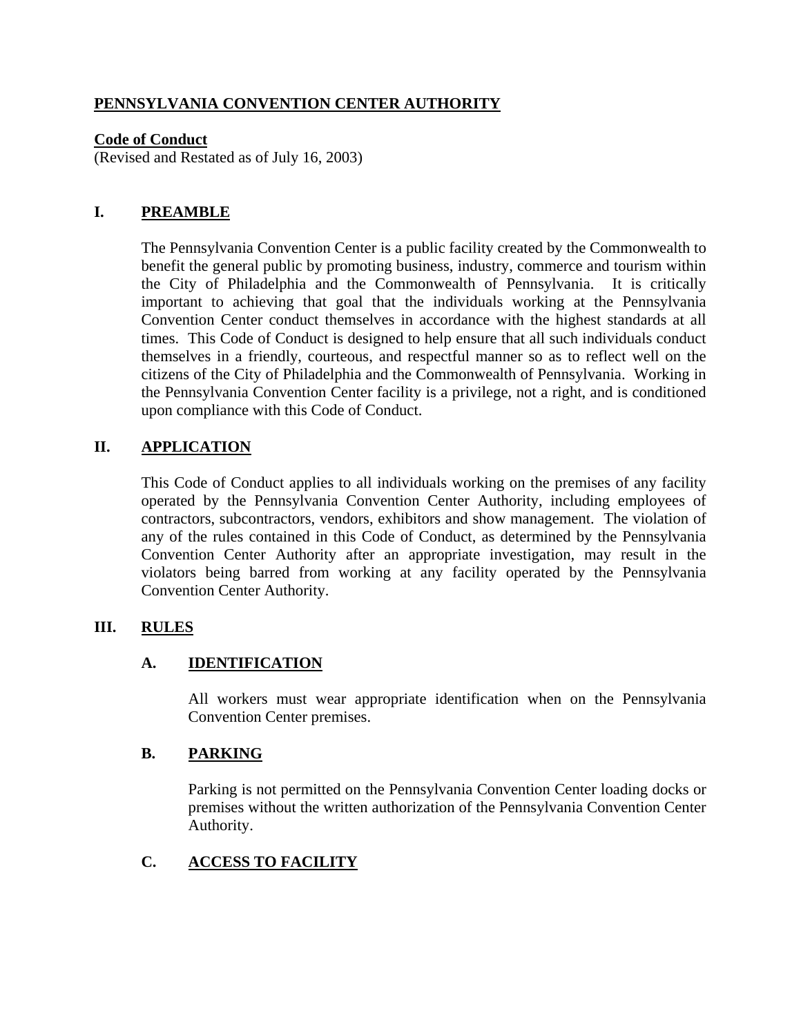**PENNSYLVANIA CONVENTION CENTER AUTHORITY**

**Code of Conduct**
(Revised and Restated as of July 16, 2003)

## I. PREAMBLE

The Pennsylvania Convention Center is a public facility created by the Commonwealth to benefit the general public by promoting business, industry, commerce and tourism within the City of Philadelphia and the Commonwealth of Pennsylvania. It is critically important to achieving that goal that the individuals working at the Pennsylvania Convention Center conduct themselves in accordance with the highest standards at all times. This Code of Conduct is designed to help ensure that all such individuals conduct themselves in a friendly, courteous, and respectful manner so as to reflect well on the citizens of the City of Philadelphia and the Commonwealth of Pennsylvania. Working in the Pennsylvania Convention Center facility is a privilege, not a right, and is conditioned upon compliance with this Code of Conduct.

## II. APPLICATION

This Code of Conduct applies to all individuals working on the premises of any facility operated by the Pennsylvania Convention Center Authority, including employees of contractors, subcontractors, vendors, exhibitors and show management. The violation of any of the rules contained in this Code of Conduct, as determined by the Pennsylvania Convention Center Authority after an appropriate investigation, may result in the violators being barred from working at any facility operated by the Pennsylvania Convention Center Authority.

## III. RULES

### A. IDENTIFICATION

All workers must wear appropriate identification when on the Pennsylvania Convention Center premises.

### B. PARKING

Parking is not permitted on the Pennsylvania Convention Center loading docks or premises without the written authorization of the Pennsylvania Convention Center Authority.

### C. ACCESS TO FACILITY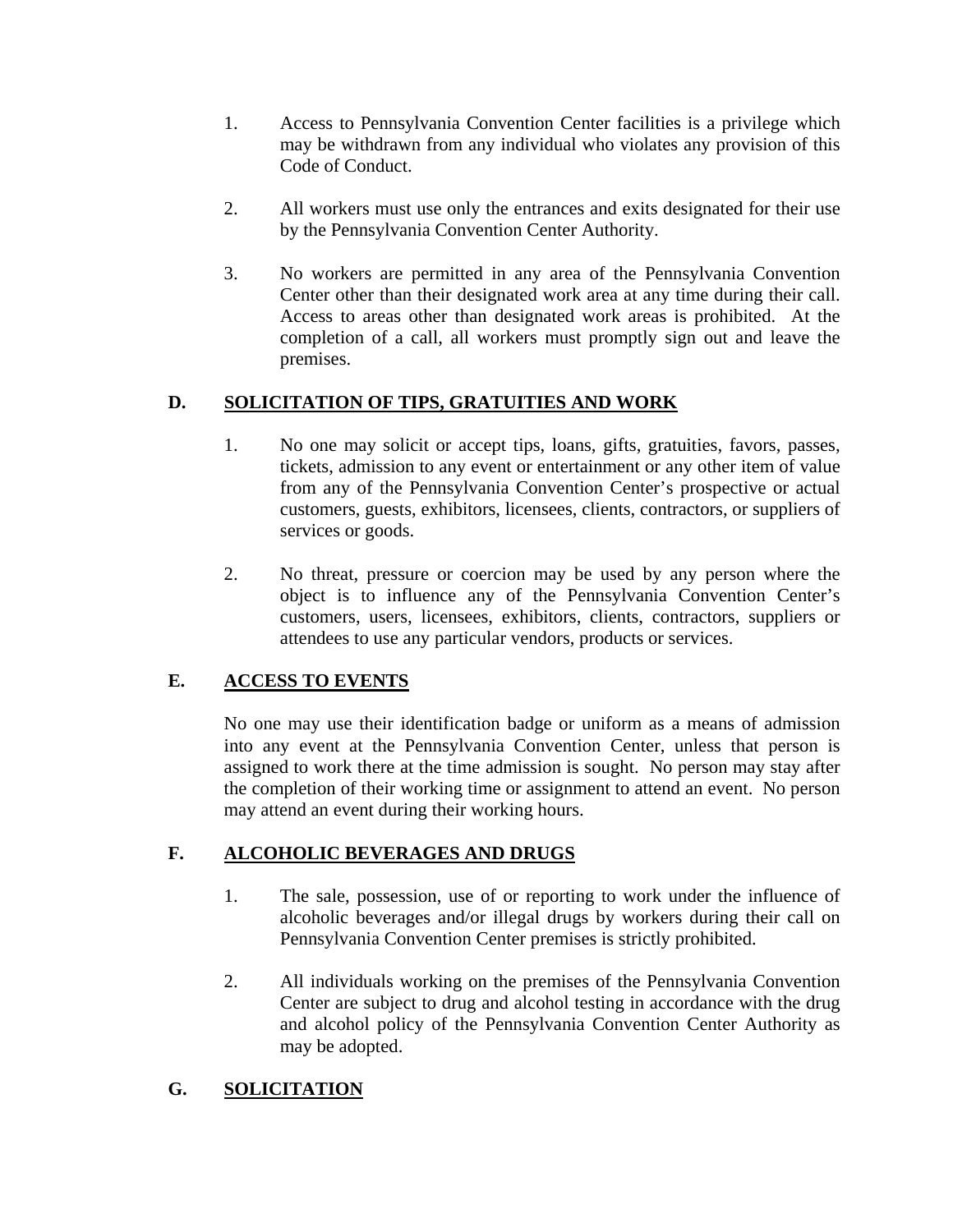1. Access to Pennsylvania Convention Center facilities is a privilege which may be withdrawn from any individual who violates any provision of this Code of Conduct.

2. All workers must use only the entrances and exits designated for their use by the Pennsylvania Convention Center Authority.

3. No workers are permitted in any area of the Pennsylvania Convention Center other than their designated work area at any time during their call. Access to areas other than designated work areas is prohibited. At the completion of a call, all workers must promptly sign out and leave the premises.

## D. SOLICITATION OF TIPS, GRATUITIES AND WORK

1. No one may solicit or accept tips, loans, gifts, gratuities, favors, passes, tickets, admission to any event or entertainment or any other item of value from any of the Pennsylvania Convention Center's prospective or actual customers, guests, exhibitors, licensees, clients, contractors, or suppliers of services or goods.

2. No threat, pressure or coercion may be used by any person where the object is to influence any of the Pennsylvania Convention Center's customers, users, licensees, exhibitors, clients, contractors, suppliers or attendees to use any particular vendors, products or services.

## E. ACCESS TO EVENTS

No one may use their identification badge or uniform as a means of admission into any event at the Pennsylvania Convention Center, unless that person is assigned to work there at the time admission is sought. No person may stay after the completion of their working time or assignment to attend an event. No person may attend an event during their working hours.

## F. ALCOHOLIC BEVERAGES AND DRUGS

1. The sale, possession, use of or reporting to work under the influence of alcoholic beverages and/or illegal drugs by workers during their call on Pennsylvania Convention Center premises is strictly prohibited.

2. All individuals working on the premises of the Pennsylvania Convention Center are subject to drug and alcohol testing in accordance with the drug and alcohol policy of the Pennsylvania Convention Center Authority as may be adopted.

## G. SOLICITATION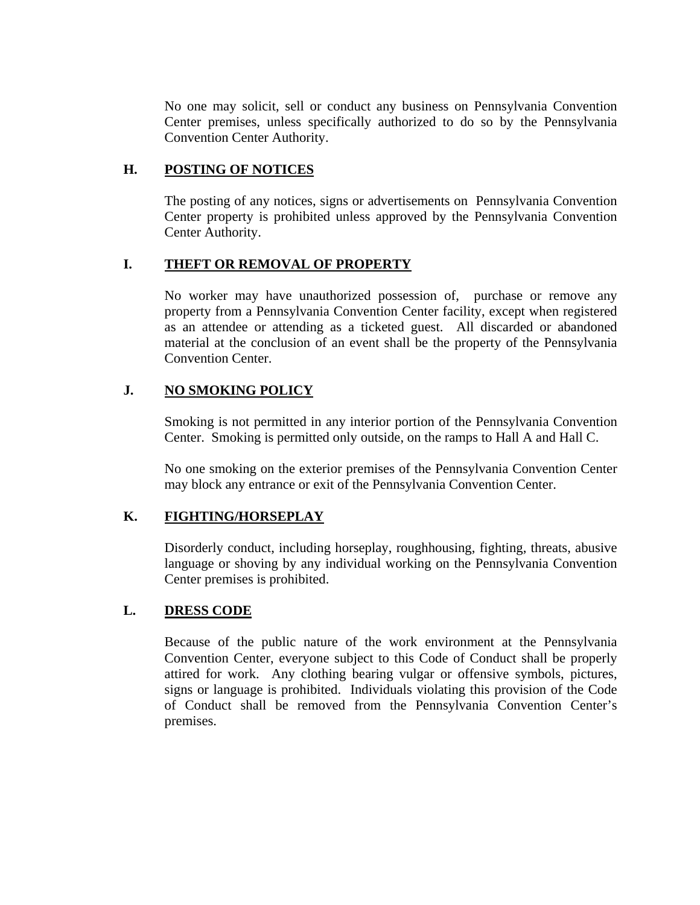No one may solicit, sell or conduct any business on Pennsylvania Convention Center premises, unless specifically authorized to do so by the Pennsylvania Convention Center Authority.

### H. POSTING OF NOTICES

The posting of any notices, signs or advertisements on Pennsylvania Convention Center property is prohibited unless approved by the Pennsylvania Convention Center Authority.

### I. THEFT OR REMOVAL OF PROPERTY

No worker may have unauthorized possession of, purchase or remove any property from a Pennsylvania Convention Center facility, except when registered as an attendee or attending as a ticketed guest. All discarded or abandoned material at the conclusion of an event shall be the property of the Pennsylvania Convention Center.

### J. NO SMOKING POLICY

Smoking is not permitted in any interior portion of the Pennsylvania Convention Center. Smoking is permitted only outside, on the ramps to Hall A and Hall C.

No one smoking on the exterior premises of the Pennsylvania Convention Center may block any entrance or exit of the Pennsylvania Convention Center.

### K. FIGHTING/HORSEPLAY

Disorderly conduct, including horseplay, roughhousing, fighting, threats, abusive language or shoving by any individual working on the Pennsylvania Convention Center premises is prohibited.

### L. DRESS CODE

Because of the public nature of the work environment at the Pennsylvania Convention Center, everyone subject to this Code of Conduct shall be properly attired for work. Any clothing bearing vulgar or offensive symbols, pictures, signs or language is prohibited. Individuals violating this provision of the Code of Conduct shall be removed from the Pennsylvania Convention Center's premises.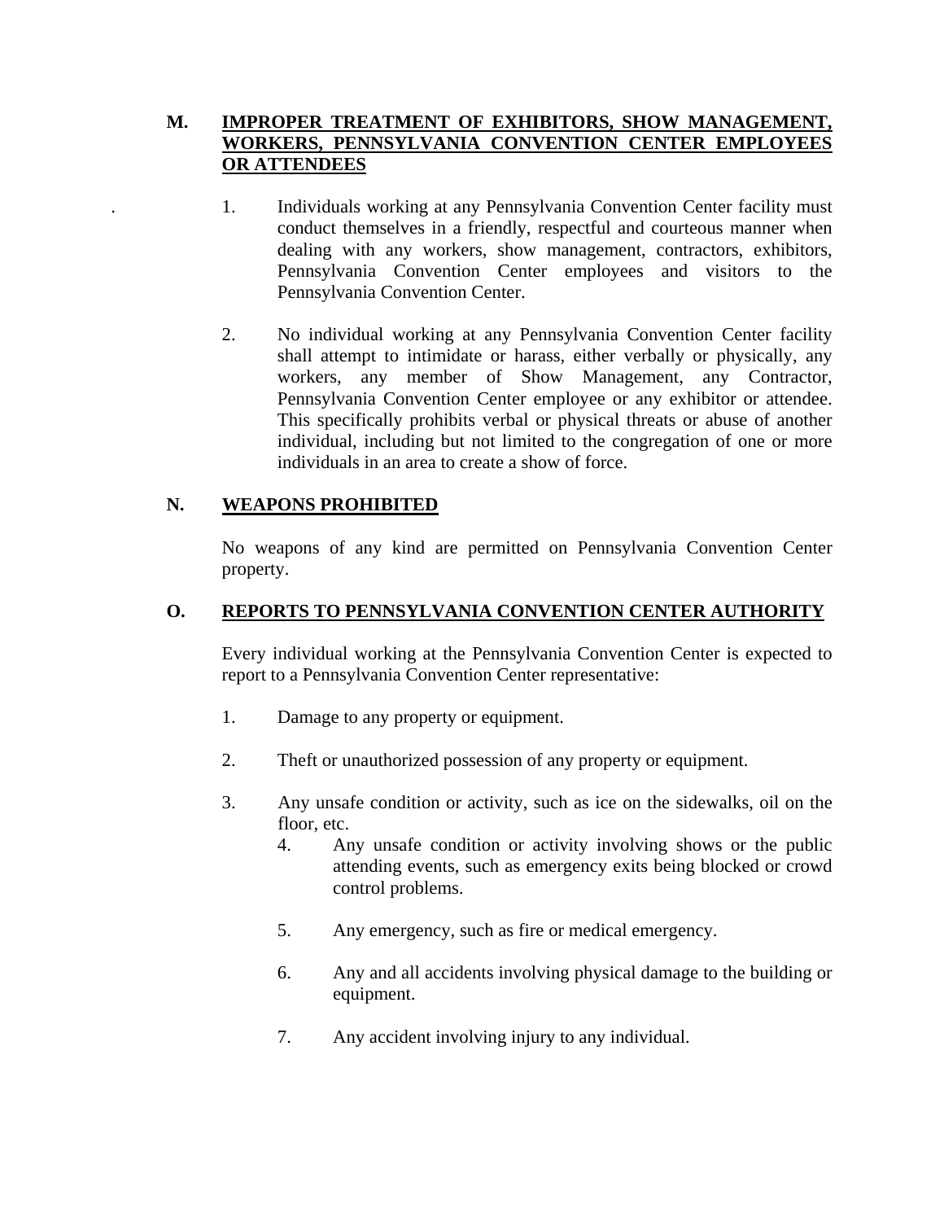## M. IMPROPER TREATMENT OF EXHIBITORS, SHOW MANAGEMENT, WORKERS, PENNSYLVANIA CONVENTION CENTER EMPLOYEES OR ATTENDEES

1. Individuals working at any Pennsylvania Convention Center facility must conduct themselves in a friendly, respectful and courteous manner when dealing with any workers, show management, contractors, exhibitors, Pennsylvania Convention Center employees and visitors to the Pennsylvania Convention Center.

2. No individual working at any Pennsylvania Convention Center facility shall attempt to intimidate or harass, either verbally or physically, any workers, any member of Show Management, any Contractor, Pennsylvania Convention Center employee or any exhibitor or attendee. This specifically prohibits verbal or physical threats or abuse of another individual, including but not limited to the congregation of one or more individuals in an area to create a show of force.

## N. WEAPONS PROHIBITED

No weapons of any kind are permitted on Pennsylvania Convention Center property.

## O. REPORTS TO PENNSYLVANIA CONVENTION CENTER AUTHORITY

Every individual working at the Pennsylvania Convention Center is expected to report to a Pennsylvania Convention Center representative:

1. Damage to any property or equipment.

2. Theft or unauthorized possession of any property or equipment.

3. Any unsafe condition or activity, such as ice on the sidewalks, oil on the floor, etc.

4. Any unsafe condition or activity involving shows or the public attending events, such as emergency exits being blocked or crowd control problems.

5. Any emergency, such as fire or medical emergency.

6. Any and all accidents involving physical damage to the building or equipment.

7. Any accident involving injury to any individual.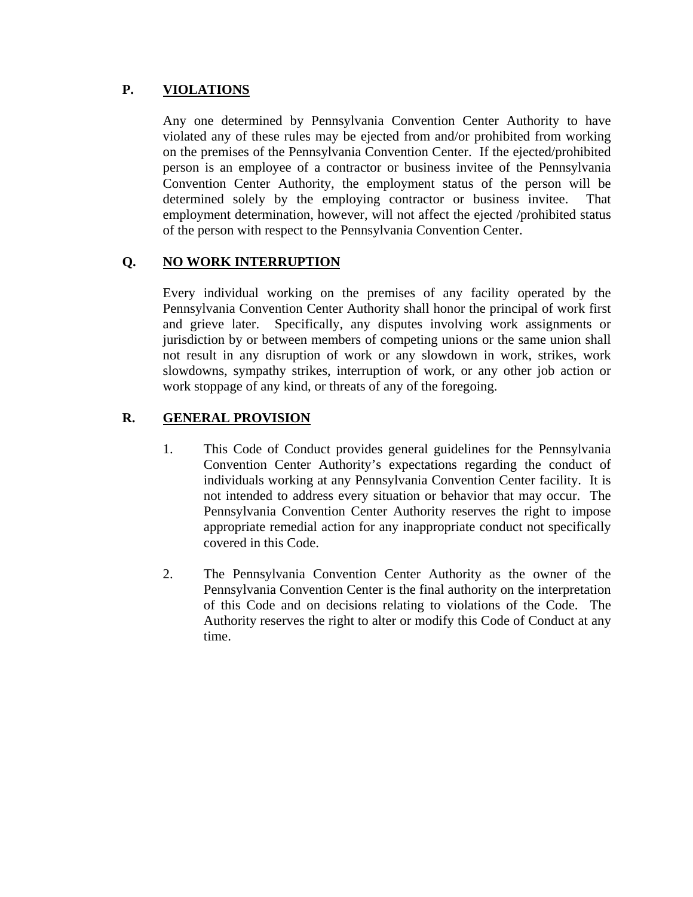## P. VIOLATIONS

Any one determined by Pennsylvania Convention Center Authority to have violated any of these rules may be ejected from and/or prohibited from working on the premises of the Pennsylvania Convention Center. If the ejected/prohibited person is an employee of a contractor or business invitee of the Pennsylvania Convention Center Authority, the employment status of the person will be determined solely by the employing contractor or business invitee. That employment determination, however, will not affect the ejected /prohibited status of the person with respect to the Pennsylvania Convention Center.

## Q. NO WORK INTERRUPTION

Every individual working on the premises of any facility operated by the Pennsylvania Convention Center Authority shall honor the principal of work first and grieve later. Specifically, any disputes involving work assignments or jurisdiction by or between members of competing unions or the same union shall not result in any disruption of work or any slowdown in work, strikes, work slowdowns, sympathy strikes, interruption of work, or any other job action or work stoppage of any kind, or threats of any of the foregoing.

## R. GENERAL PROVISION

1. This Code of Conduct provides general guidelines for the Pennsylvania Convention Center Authority's expectations regarding the conduct of individuals working at any Pennsylvania Convention Center facility. It is not intended to address every situation or behavior that may occur. The Pennsylvania Convention Center Authority reserves the right to impose appropriate remedial action for any inappropriate conduct not specifically covered in this Code.

2. The Pennsylvania Convention Center Authority as the owner of the Pennsylvania Convention Center is the final authority on the interpretation of this Code and on decisions relating to violations of the Code. The Authority reserves the right to alter or modify this Code of Conduct at any time.